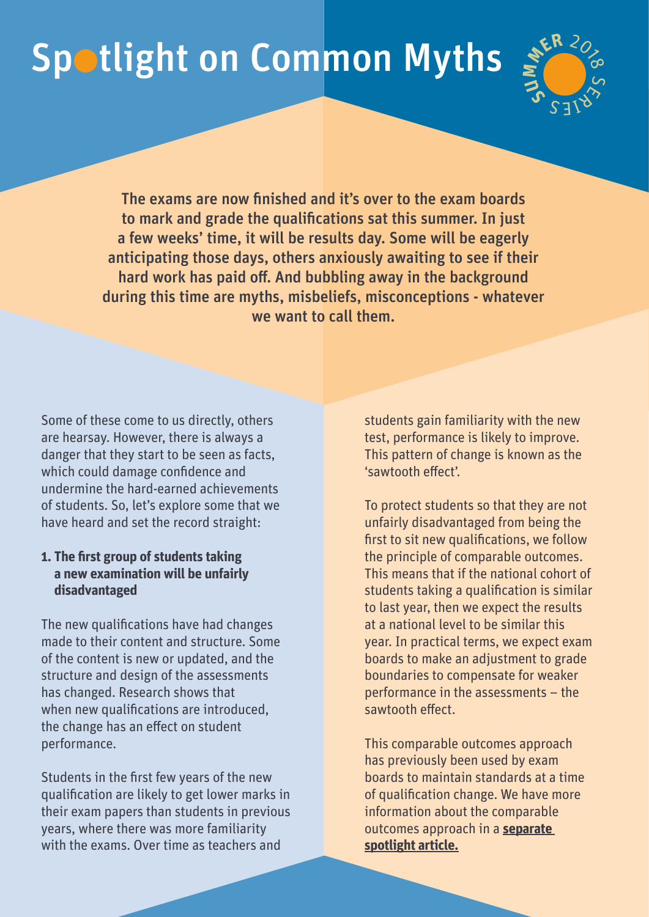# Spotlight on Common Myths

SUMMER 2018 SERIES

**The exams are now finished and it's over to the exam boards to mark and grade the qualifications sat this summer. In just a few weeks' time, it will be results day. Some will be eagerly anticipating those days, others anxiously awaiting to see if their hard work has paid off. And bubbling away in the background during this time are myths, misbeliefs, misconceptions - whatever we want to call them.**

Some of these come to us directly, others are hearsay. However, there is always a danger that they start to be seen as facts, which could damage confidence and undermine the hard-earned achievements of students. So, let's explore some that we have heard and set the record straight:

### 1. The first group of students taking a new examination will be unfairly disadvantaged

The new qualifications have had changes made to their content and structure. Some of the content is new or updated, and the structure and design of the assessments has changed. Research shows that when new qualifications are introduced, the change has an effect on student performance.

Students in the first few years of the new qualification are likely to get lower marks in their exam papers than students in previous years, where there was more familiarity with the exams. Over time as teachers and students gain familiarity with the new test, performance is likely to improve. This pattern of change is known as the 'sawtooth effect'.

To protect students so that they are not unfairly disadvantaged from being the first to sit new qualifications, we follow the principle of comparable outcomes. This means that if the national cohort of students taking a qualification is similar to last year, then we expect the results at a national level to be similar this year. In practical terms, we expect exam boards to make an adjustment to grade boundaries to compensate for weaker performance in the assessments – the sawtooth effect.

This comparable outcomes approach has previously been used by exam boards to maintain standards at a time of qualification change. We have more information about the comparable outcomes approach in a **separate spotlight article.**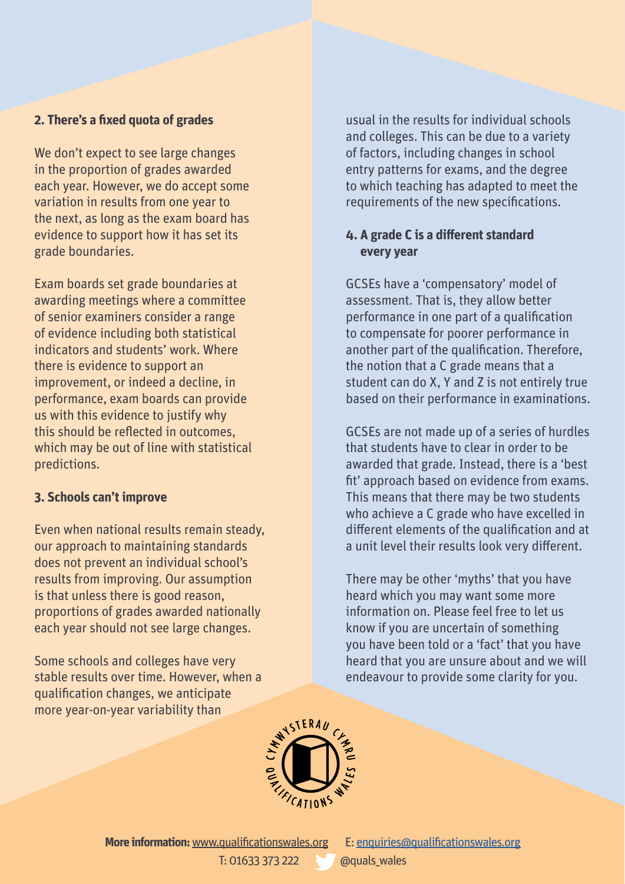### 2. There's a fixed quota of grades

We don't expect to see large changes in the proportion of grades awarded each year. However, we do accept some variation in results from one year to the next, as long as the exam board has evidence to support how it has set its grade boundaries.

Exam boards set grade boundaries at awarding meetings where a committee of senior examiners consider a range of evidence including both statistical indicators and students' work. Where there is evidence to support an improvement, or indeed a decline, in performance, exam boards can provide us with this evidence to justify why this should be reflected in outcomes, which may be out of line with statistical predictions.

### 3. Schools can't improve

Even when national results remain steady, our approach to maintaining standards does not prevent an individual school's results from improving. Our assumption is that unless there is good reason, proportions of grades awarded nationally each year should not see large changes.

Some schools and colleges have very stable results over time. However, when a qualification changes, we anticipate more year-on-year variability than usual in the results for individual schools and colleges. This can be due to a variety of factors, including changes in school entry patterns for exams, and the degree to which teaching has adapted to meet the requirements of the new specifications.

### 4. A grade C is a different standard every year

GCSEs have a 'compensatory' model of assessment. That is, they allow better performance in one part of a qualification to compensate for poorer performance in another part of the qualification. Therefore, the notion that a C grade means that a student can do X, Y and Z is not entirely true based on their performance in examinations.

GCSEs are not made up of a series of hurdles that students have to clear in order to be awarded that grade. Instead, there is a 'best fit' approach based on evidence from exams. This means that there may be two students who achieve a C grade who have excelled in different elements of the qualification and at a unit level their results look very different.

There may be other 'myths' that you have heard which you may want some more information on. Please feel free to let us know if you are uncertain of something you have been told or a 'fact' that you have heard that you are unsure about and we will endeavour to provide some clarity for you.

CYMWYSTERAU CYMRU QUALIFICATIONS WALES

**More information:** www.qualificationswales.org E: enquiries@qualificationswales.org
T: 01633 373 222 @quals_wales